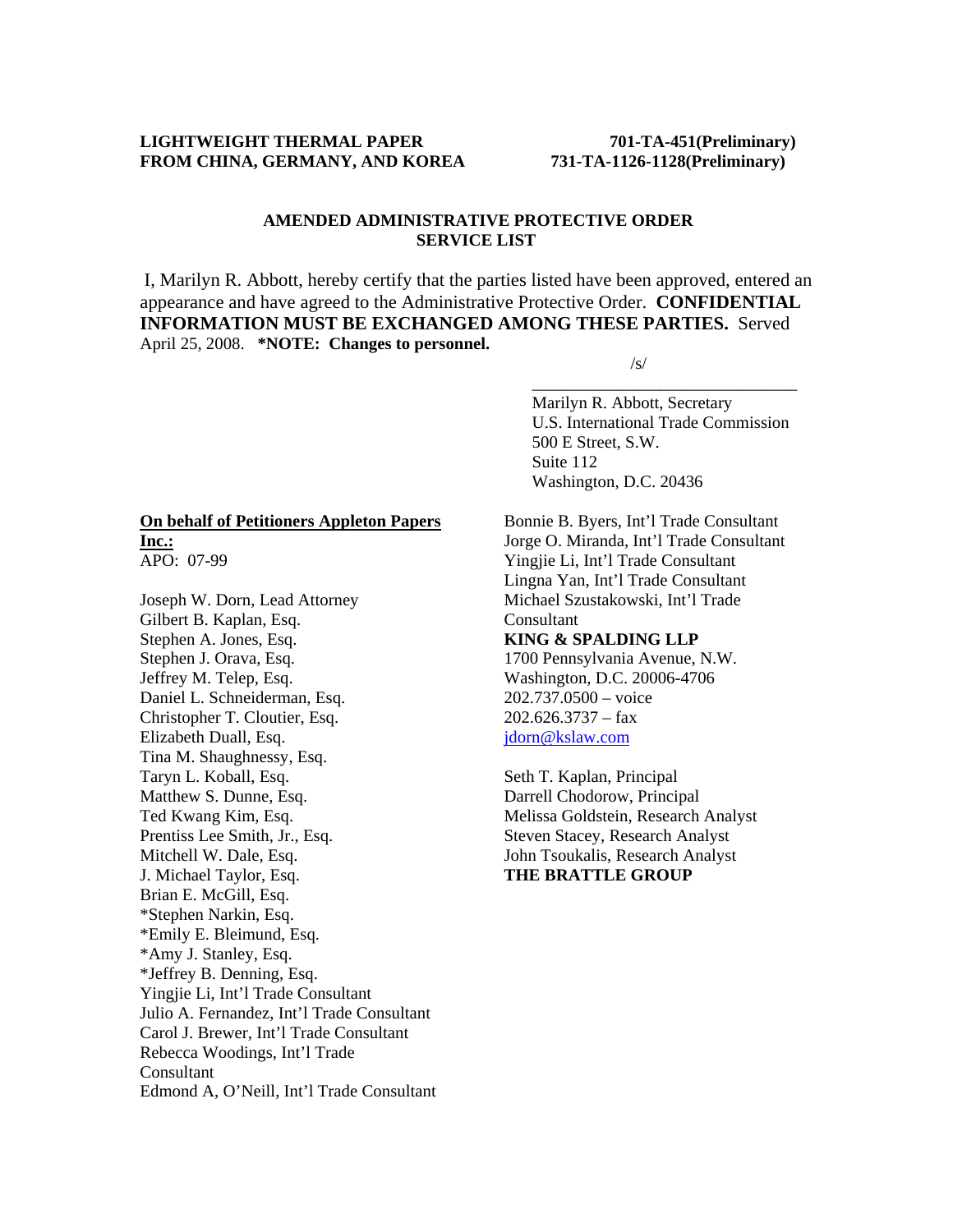**LIGHTWEIGHT THERMAL PAPER FROM CHINA, GERMANY, AND KOREA**

**701-TA-451(Preliminary)**
**731-TA-1126-1128(Preliminary)**

## AMENDED ADMINISTRATIVE PROTECTIVE ORDER SERVICE LIST

I, Marilyn R. Abbott, hereby certify that the parties listed have been approved, entered an appearance and have agreed to the Administrative Protective Order. **CONFIDENTIAL INFORMATION MUST BE EXCHANGED AMONG THESE PARTIES.** Served April 25, 2008. ***NOTE: Changes to personnel.**

/s/

Marilyn R. Abbott, Secretary
U.S. International Trade Commission
500 E Street, S.W.
Suite 112
Washington, D.C. 20436

**On behalf of Petitioners Appleton Papers Inc.:**
APO: 07-99

Joseph W. Dorn, Lead Attorney
Gilbert B. Kaplan, Esq.
Stephen A. Jones, Esq.
Stephen J. Orava, Esq.
Jeffrey M. Telep, Esq.
Daniel L. Schneiderman, Esq.
Christopher T. Cloutier, Esq.
Elizabeth Duall, Esq.
Tina M. Shaughnessy, Esq.
Taryn L. Koball, Esq.
Matthew S. Dunne, Esq.
Ted Kwang Kim, Esq.
Prentiss Lee Smith, Jr., Esq.
Mitchell W. Dale, Esq.
J. Michael Taylor, Esq.
Brian E. McGill, Esq.
*Stephen Narkin, Esq.
*Emily E. Bleimund, Esq.
*Amy J. Stanley, Esq.
*Jeffrey B. Denning, Esq.
Yingjie Li, Int'l Trade Consultant
Julio A. Fernandez, Int'l Trade Consultant
Carol J. Brewer, Int'l Trade Consultant
Rebecca Woodings, Int'l Trade Consultant
Edmond A, O'Neill, Int'l Trade Consultant
Bonnie B. Byers, Int'l Trade Consultant
Jorge O. Miranda, Int'l Trade Consultant
Yingjie Li, Int'l Trade Consultant
Lingna Yan, Int'l Trade Consultant
Michael Szustakowski, Int'l Trade Consultant
**KING & SPALDING LLP**
1700 Pennsylvania Avenue, N.W.
Washington, D.C. 20006-4706
202.737.0500 – voice
202.626.3737 – fax
jdorn@kslaw.com

Seth T. Kaplan, Principal
Darrell Chodorow, Principal
Melissa Goldstein, Research Analyst
Steven Stacey, Research Analyst
John Tsoukalis, Research Analyst
**THE BRATTLE GROUP**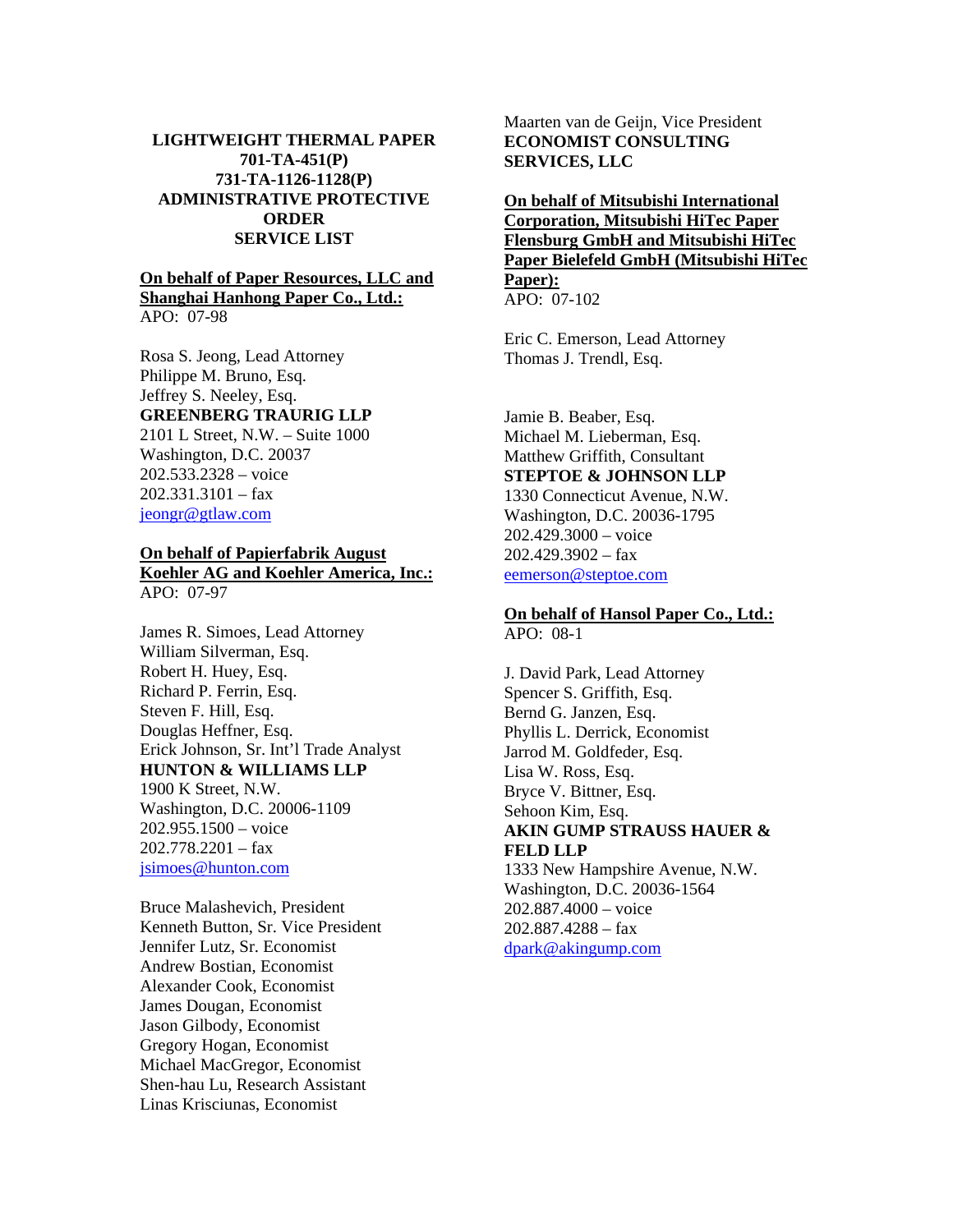**LIGHTWEIGHT THERMAL PAPER**
**701-TA-451(P)**
**731-TA-1126-1128(P)**
**ADMINISTRATIVE PROTECTIVE ORDER**
**SERVICE LIST**

**On behalf of Paper Resources, LLC and Shanghai Hanhong Paper Co., Ltd.:**
APO: 07-98

Rosa S. Jeong, Lead Attorney
Philippe M. Bruno, Esq.
Jeffrey S. Neeley, Esq.
**GREENBERG TRAURIG LLP**
2101 L Street, N.W. – Suite 1000
Washington, D.C. 20037
202.533.2328 – voice
202.331.3101 – fax
jeongr@gtlaw.com

**On behalf of Papierfabrik August Koehler AG and Koehler America, Inc.:**
APO: 07-97

James R. Simoes, Lead Attorney
William Silverman, Esq.
Robert H. Huey, Esq.
Richard P. Ferrin, Esq.
Steven F. Hill, Esq.
Douglas Heffner, Esq.
Erick Johnson, Sr. Int'l Trade Analyst
**HUNTON & WILLIAMS LLP**
1900 K Street, N.W.
Washington, D.C. 20006-1109
202.955.1500 – voice
202.778.2201 – fax
jsimoes@hunton.com

Bruce Malashevich, President
Kenneth Button, Sr. Vice President
Jennifer Lutz, Sr. Economist
Andrew Bostian, Economist
Alexander Cook, Economist
James Dougan, Economist
Jason Gilbody, Economist
Gregory Hogan, Economist
Michael MacGregor, Economist
Shen-hau Lu, Research Assistant
Linas Krisciunas, Economist
Maarten van de Geijn, Vice President
**ECONOMIST CONSULTING SERVICES, LLC**

**On behalf of Mitsubishi International Corporation, Mitsubishi HiTec Paper Flensburg GmbH and Mitsubishi HiTec Paper Bielefeld GmbH (Mitsubishi HiTec Paper):**
APO: 07-102

Eric C. Emerson, Lead Attorney
Thomas J. Trendl, Esq.

Jamie B. Beaber, Esq.
Michael M. Lieberman, Esq.
Matthew Griffith, Consultant
**STEPTOE & JOHNSON LLP**
1330 Connecticut Avenue, N.W.
Washington, D.C. 20036-1795
202.429.3000 – voice
202.429.3902 – fax
eemerson@steptoe.com

**On behalf of Hansol Paper Co., Ltd.:**
APO: 08-1

J. David Park, Lead Attorney
Spencer S. Griffith, Esq.
Bernd G. Janzen, Esq.
Phyllis L. Derrick, Economist
Jarrod M. Goldfeder, Esq.
Lisa W. Ross, Esq.
Bryce V. Bittner, Esq.
Sehoon Kim, Esq.
**AKIN GUMP STRAUSS HAUER & FELD LLP**
1333 New Hampshire Avenue, N.W.
Washington, D.C. 20036-1564
202.887.4000 – voice
202.887.4288 – fax
dpark@akingump.com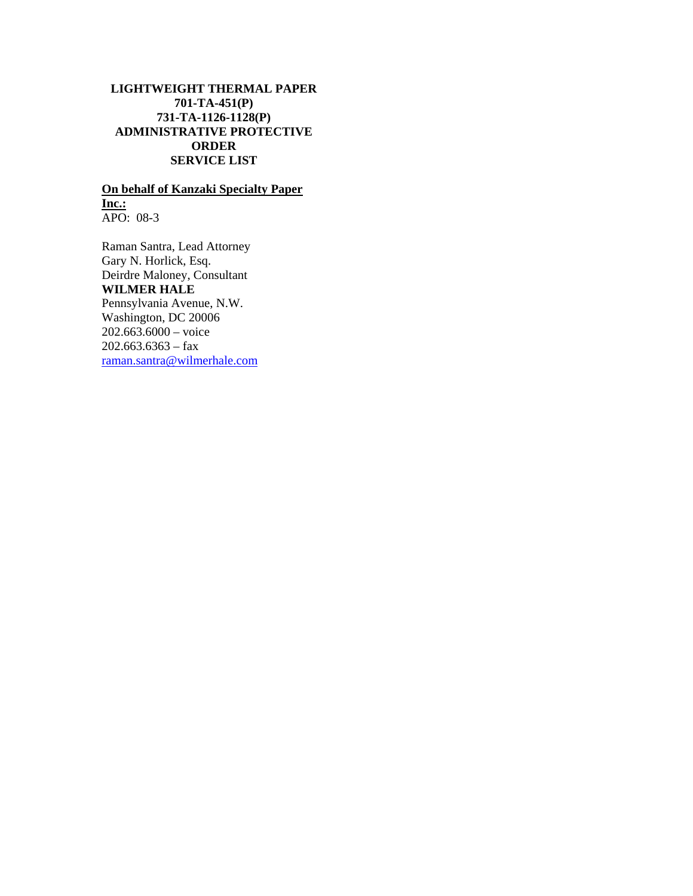**LIGHTWEIGHT THERMAL PAPER**
**701-TA-451(P)**
**731-TA-1126-1128(P)**
**ADMINISTRATIVE PROTECTIVE ORDER**
**SERVICE LIST**

**On behalf of Kanzaki Specialty Paper Inc.:**
APO: 08-3

Raman Santra, Lead Attorney
Gary N. Horlick, Esq.
Deirdre Maloney, Consultant
**WILMER HALE**
Pennsylvania Avenue, N.W.
Washington, DC 20006
202.663.6000 – voice
202.663.6363 – fax
raman.santra@wilmerhale.com